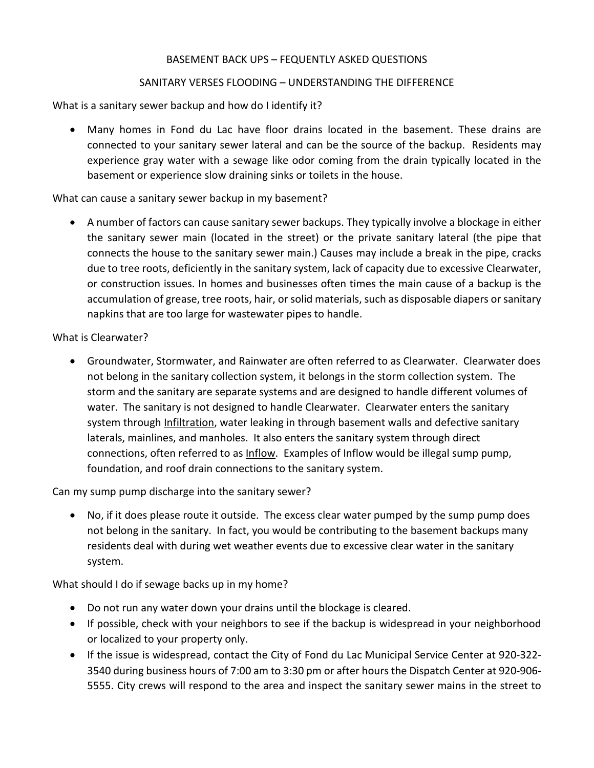# BASEMENT BACK UPS – FEQUENTLY ASKED QUESTIONS

## SANITARY VERSES FLOODING – UNDERSTANDING THE DIFFERENCE

What is a sanitary sewer backup and how do I identify it?

- Many homes in Fond du Lac have floor drains located in the basement. These drains are connected to your sanitary sewer lateral and can be the source of the backup. Residents may experience gray water with a sewage like odor coming from the drain typically located in the basement or experience slow draining sinks or toilets in the house.

What can cause a sanitary sewer backup in my basement?

- A number of factors can cause sanitary sewer backups. They typically involve a blockage in either the sanitary sewer main (located in the street) or the private sanitary lateral (the pipe that connects the house to the sanitary sewer main.) Causes may include a break in the pipe, cracks due to tree roots, deficiently in the sanitary system, lack of capacity due to excessive Clearwater, or construction issues. In homes and businesses often times the main cause of a backup is the accumulation of grease, tree roots, hair, or solid materials, such as disposable diapers or sanitary napkins that are too large for wastewater pipes to handle.

What is Clearwater?

- Groundwater, Stormwater, and Rainwater are often referred to as Clearwater. Clearwater does not belong in the sanitary collection system, it belongs in the storm collection system. The storm and the sanitary are separate systems and are designed to handle different volumes of water. The sanitary is not designed to handle Clearwater. Clearwater enters the sanitary system through <u>Infiltration</u>, water leaking in through basement walls and defective sanitary laterals, mainlines, and manholes. It also enters the sanitary system through direct connections, often referred to as <u>Inflow</u>. Examples of Inflow would be illegal sump pump, foundation, and roof drain connections to the sanitary system.

Can my sump pump discharge into the sanitary sewer?

- No, if it does please route it outside. The excess clear water pumped by the sump pump does not belong in the sanitary. In fact, you would be contributing to the basement backups many residents deal with during wet weather events due to excessive clear water in the sanitary system.

What should I do if sewage backs up in my home?

- Do not run any water down your drains until the blockage is cleared.
- If possible, check with your neighbors to see if the backup is widespread in your neighborhood or localized to your property only.
- If the issue is widespread, contact the City of Fond du Lac Municipal Service Center at 920-322-3540 during business hours of 7:00 am to 3:30 pm or after hours the Dispatch Center at 920-906-5555. City crews will respond to the area and inspect the sanitary sewer mains in the street to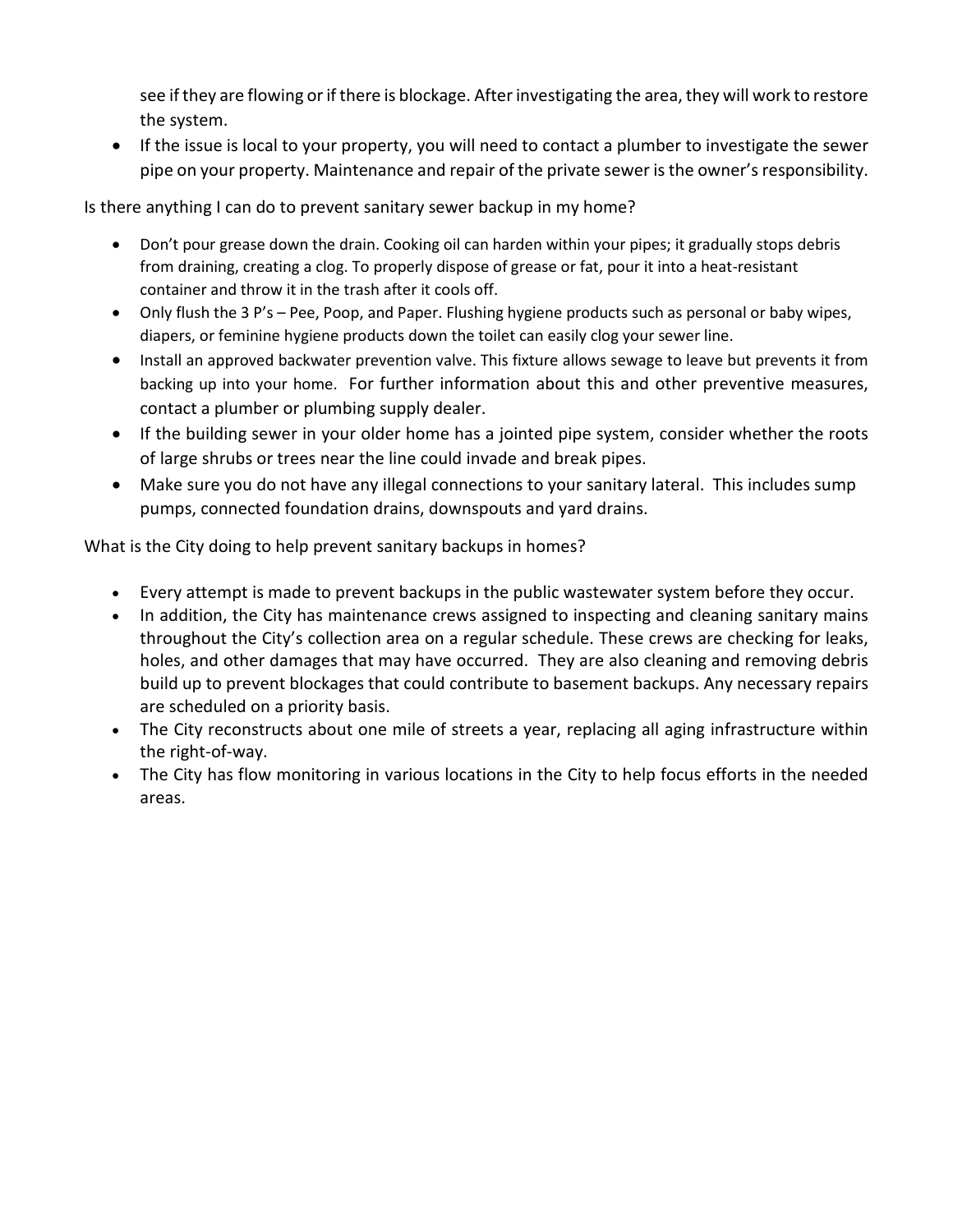see if they are flowing or if there is blockage. After investigating the area, they will work to restore the system.

- If the issue is local to your property, you will need to contact a plumber to investigate the sewer pipe on your property. Maintenance and repair of the private sewer is the owner's responsibility.

Is there anything I can do to prevent sanitary sewer backup in my home?

- Don't pour grease down the drain. Cooking oil can harden within your pipes; it gradually stops debris from draining, creating a clog. To properly dispose of grease or fat, pour it into a heat-resistant container and throw it in the trash after it cools off.
- Only flush the 3 P's – Pee, Poop, and Paper. Flushing hygiene products such as personal or baby wipes, diapers, or feminine hygiene products down the toilet can easily clog your sewer line.
- Install an approved backwater prevention valve. This fixture allows sewage to leave but prevents it from backing up into your home. For further information about this and other preventive measures, contact a plumber or plumbing supply dealer.
- If the building sewer in your older home has a jointed pipe system, consider whether the roots of large shrubs or trees near the line could invade and break pipes.
- Make sure you do not have any illegal connections to your sanitary lateral. This includes sump pumps, connected foundation drains, downspouts and yard drains.

What is the City doing to help prevent sanitary backups in homes?

- Every attempt is made to prevent backups in the public wastewater system before they occur.
- In addition, the City has maintenance crews assigned to inspecting and cleaning sanitary mains throughout the City's collection area on a regular schedule. These crews are checking for leaks, holes, and other damages that may have occurred. They are also cleaning and removing debris build up to prevent blockages that could contribute to basement backups. Any necessary repairs are scheduled on a priority basis.
- The City reconstructs about one mile of streets a year, replacing all aging infrastructure within the right-of-way.
- The City has flow monitoring in various locations in the City to help focus efforts in the needed areas.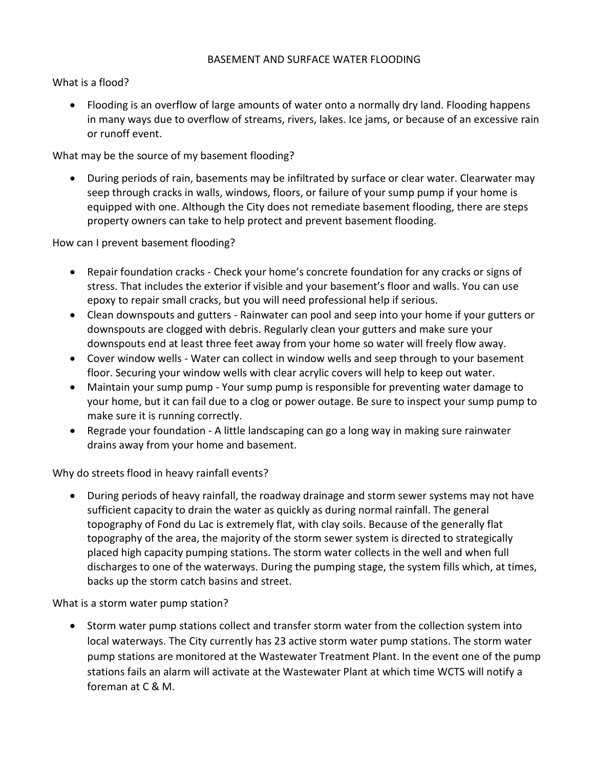# BASEMENT AND SURFACE WATER FLOODING

What is a flood?

- Flooding is an overflow of large amounts of water onto a normally dry land. Flooding happens in many ways due to overflow of streams, rivers, lakes. Ice jams, or because of an excessive rain or runoff event.

What may be the source of my basement flooding?

- During periods of rain, basements may be infiltrated by surface or clear water. Clearwater may seep through cracks in walls, windows, floors, or failure of your sump pump if your home is equipped with one. Although the City does not remediate basement flooding, there are steps property owners can take to help protect and prevent basement flooding.

How can I prevent basement flooding?

- Repair foundation cracks - Check your home's concrete foundation for any cracks or signs of stress. That includes the exterior if visible and your basement's floor and walls. You can use epoxy to repair small cracks, but you will need professional help if serious.
- Clean downspouts and gutters - Rainwater can pool and seep into your home if your gutters or downspouts are clogged with debris. Regularly clean your gutters and make sure your downspouts end at least three feet away from your home so water will freely flow away.
- Cover window wells - Water can collect in window wells and seep through to your basement floor. Securing your window wells with clear acrylic covers will help to keep out water.
- Maintain your sump pump - Your sump pump is responsible for preventing water damage to your home, but it can fail due to a clog or power outage. Be sure to inspect your sump pump to make sure it is running correctly.
- Regrade your foundation - A little landscaping can go a long way in making sure rainwater drains away from your home and basement.

Why do streets flood in heavy rainfall events?

- During periods of heavy rainfall, the roadway drainage and storm sewer systems may not have sufficient capacity to drain the water as quickly as during normal rainfall. The general topography of Fond du Lac is extremely flat, with clay soils. Because of the generally flat topography of the area, the majority of the storm sewer system is directed to strategically placed high capacity pumping stations. The storm water collects in the well and when full discharges to one of the waterways. During the pumping stage, the system fills which, at times, backs up the storm catch basins and street.

What is a storm water pump station?

- Storm water pump stations collect and transfer storm water from the collection system into local waterways. The City currently has 23 active storm water pump stations. The storm water pump stations are monitored at the Wastewater Treatment Plant. In the event one of the pump stations fails an alarm will activate at the Wastewater Plant at which time WCTS will notify a foreman at C & M.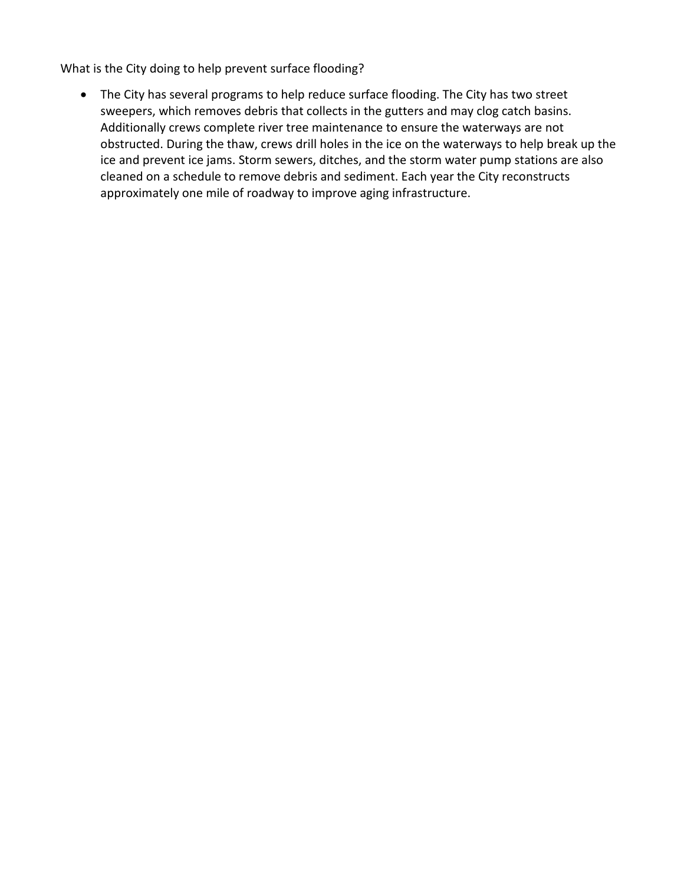What is the City doing to help prevent surface flooding?

- The City has several programs to help reduce surface flooding. The City has two street sweepers, which removes debris that collects in the gutters and may clog catch basins. Additionally crews complete river tree maintenance to ensure the waterways are not obstructed. During the thaw, crews drill holes in the ice on the waterways to help break up the ice and prevent ice jams. Storm sewers, ditches, and the storm water pump stations are also cleaned on a schedule to remove debris and sediment. Each year the City reconstructs approximately one mile of roadway to improve aging infrastructure.